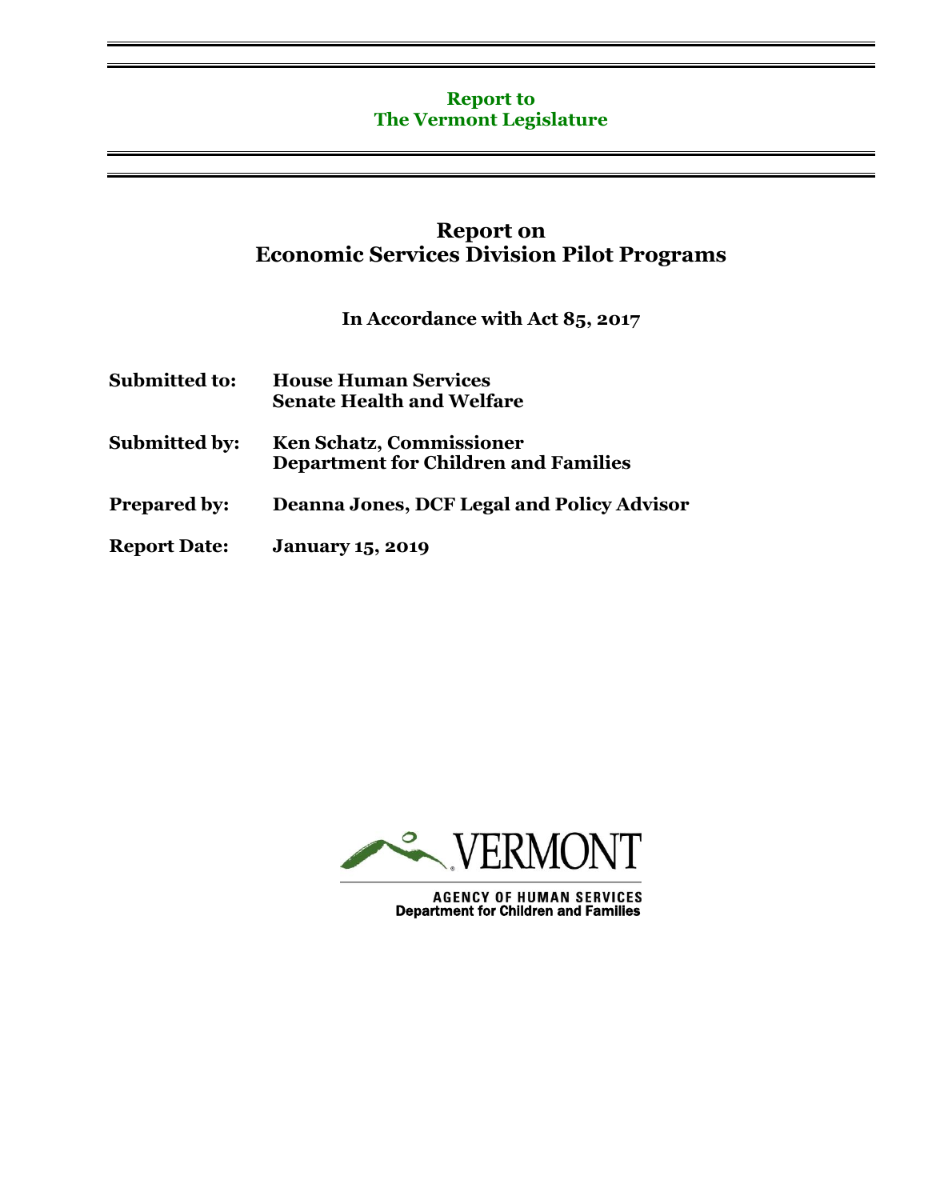**Report to**
**The Vermont Legislature**

# Report on Economic Services Division Pilot Programs

**In Accordance with Act 85, 2017**

**Submitted to:** **House Human Services**
**Senate Health and Welfare**

**Submitted by:** **Ken Schatz, Commissioner**
**Department for Children and Families**

**Prepared by:** **Deanna Jones, DCF Legal and Policy Advisor**

**Report Date:** **January 15, 2019**

VERMONT
AGENCY OF HUMAN SERVICES
Department for Children and Families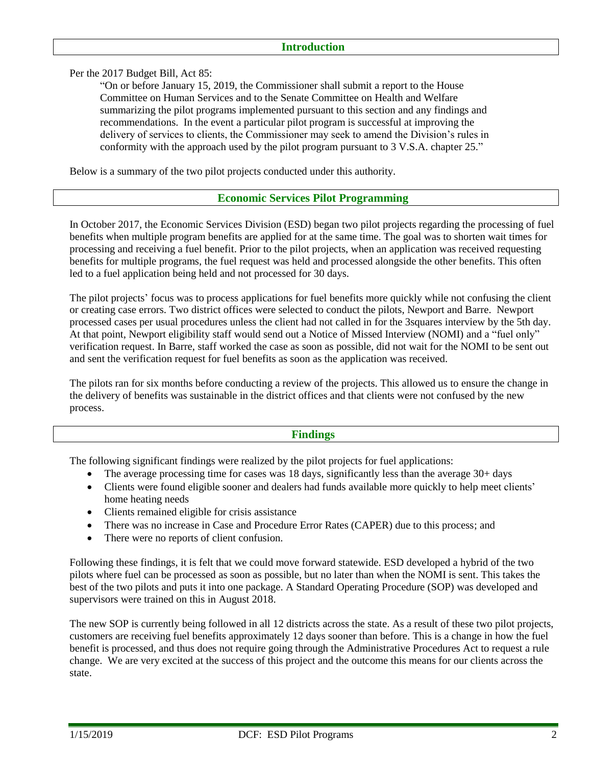## Introduction

Per the 2017 Budget Bill, Act 85:

> "On or before January 15, 2019, the Commissioner shall submit a report to the House Committee on Human Services and to the Senate Committee on Health and Welfare summarizing the pilot programs implemented pursuant to this section and any findings and recommendations. In the event a particular pilot program is successful at improving the delivery of services to clients, the Commissioner may seek to amend the Division's rules in conformity with the approach used by the pilot program pursuant to 3 V.S.A. chapter 25."

Below is a summary of the two pilot projects conducted under this authority.

## Economic Services Pilot Programming

In October 2017, the Economic Services Division (ESD) began two pilot projects regarding the processing of fuel benefits when multiple program benefits are applied for at the same time. The goal was to shorten wait times for processing and receiving a fuel benefit. Prior to the pilot projects, when an application was received requesting benefits for multiple programs, the fuel request was held and processed alongside the other benefits. This often led to a fuel application being held and not processed for 30 days.

The pilot projects' focus was to process applications for fuel benefits more quickly while not confusing the client or creating case errors. Two district offices were selected to conduct the pilots, Newport and Barre. Newport processed cases per usual procedures unless the client had not called in for the 3squares interview by the 5th day. At that point, Newport eligibility staff would send out a Notice of Missed Interview (NOMI) and a "fuel only" verification request. In Barre, staff worked the case as soon as possible, did not wait for the NOMI to be sent out and sent the verification request for fuel benefits as soon as the application was received.

The pilots ran for six months before conducting a review of the projects. This allowed us to ensure the change in the delivery of benefits was sustainable in the district offices and that clients were not confused by the new process.

## Findings

The following significant findings were realized by the pilot projects for fuel applications:

- The average processing time for cases was 18 days, significantly less than the average 30+ days
- Clients were found eligible sooner and dealers had funds available more quickly to help meet clients' home heating needs
- Clients remained eligible for crisis assistance
- There was no increase in Case and Procedure Error Rates (CAPER) due to this process; and
- There were no reports of client confusion.

Following these findings, it is felt that we could move forward statewide. ESD developed a hybrid of the two pilots where fuel can be processed as soon as possible, but no later than when the NOMI is sent. This takes the best of the two pilots and puts it into one package. A Standard Operating Procedure (SOP) was developed and supervisors were trained on this in August 2018.

The new SOP is currently being followed in all 12 districts across the state. As a result of these two pilot projects, customers are receiving fuel benefits approximately 12 days sooner than before. This is a change in how the fuel benefit is processed, and thus does not require going through the Administrative Procedures Act to request a rule change. We are very excited at the success of this project and the outcome this means for our clients across the state.